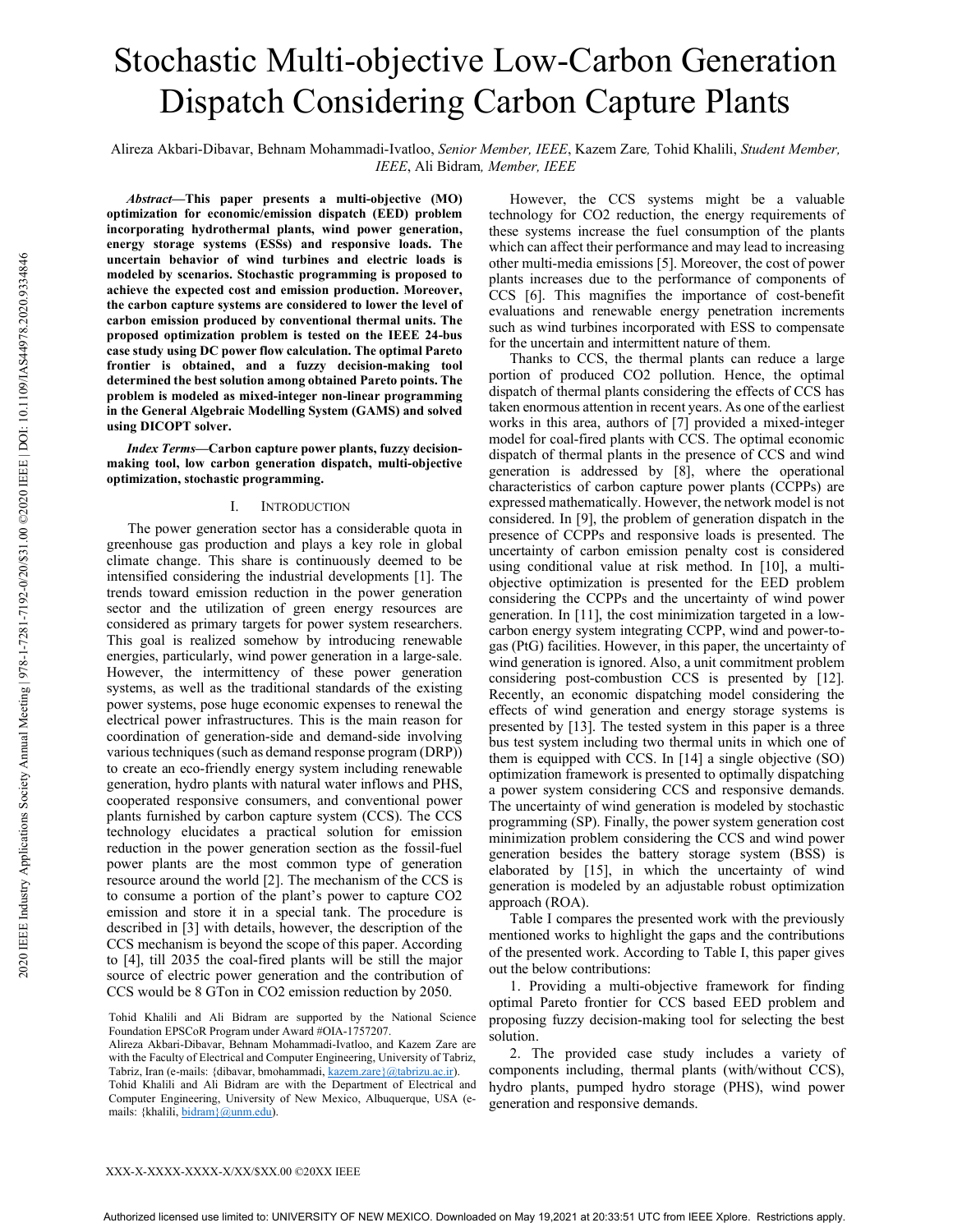# Stochastic Multi-objective Low-Carbon Generation Dispatch Considering Carbon Capture Plants

Alireza Akbari-Dibavar, Behnam Mohammadi-Ivatloo, *Senior Member, IEEE*, Kazem Zare, Tohid Khalili, *Student Member, IEEE*, Ali Bidram, *Member, IEEE*

***Abstract*—This paper presents a multi-objective (MO) optimization for economic/emission dispatch (EED) problem incorporating hydrothermal plants, wind power generation, energy storage systems (ESSs) and responsive loads. The uncertain behavior of wind turbines and electric loads is modeled by scenarios. Stochastic programming is proposed to achieve the expected cost and emission production. Moreover, the carbon capture systems are considered to lower the level of carbon emission produced by conventional thermal units. The proposed optimization problem is tested on the IEEE 24-bus case study using DC power flow calculation. The optimal Pareto frontier is obtained, and a fuzzy decision-making tool determined the best solution among obtained Pareto points. The problem is modeled as mixed-integer non-linear programming in the General Algebraic Modelling System (GAMS) and solved using DICOPT solver.**

***Index Terms*—Carbon capture power plants, fuzzy decision-making tool, low carbon generation dispatch, multi-objective optimization, stochastic programming.**

## I. Introduction

The power generation sector has a considerable quota in greenhouse gas production and plays a key role in global climate change. This share is continuously deemed to be intensified considering the industrial developments [1]. The trends toward emission reduction in the power generation sector and the utilization of green energy resources are considered as primary targets for power system researchers. This goal is realized somehow by introducing renewable energies, particularly, wind power generation in a large-sale. However, the intermittency of these power generation systems, as well as the traditional standards of the existing power systems, pose huge economic expenses to renewal the electrical power infrastructures. This is the main reason for coordination of generation-side and demand-side involving various techniques (such as demand response program (DRP)) to create an eco-friendly energy system including renewable generation, hydro plants with natural water inflows and PHS, cooperated responsive consumers, and conventional power plants furnished by carbon capture system (CCS). The CCS technology elucidates a practical solution for emission reduction in the power generation section as the fossil-fuel power plants are the most common type of generation resource around the world [2]. The mechanism of the CCS is to consume a portion of the plant's power to capture CO2 emission and store it in a special tank. The procedure is described in [3] with details, however, the description of the CCS mechanism is beyond the scope of this paper. According to [4], till 2035 the coal-fired plants will be still the major source of electric power generation and the contribution of CCS would be 8 GTon in CO2 emission reduction by 2050.

However, the CCS systems might be a valuable technology for CO2 reduction, the energy requirements of these systems increase the fuel consumption of the plants which can affect their performance and may lead to increasing other multi-media emissions [5]. Moreover, the cost of power plants increases due to the performance of components of CCS [6]. This magnifies the importance of cost-benefit evaluations and renewable energy penetration increments such as wind turbines incorporated with ESS to compensate for the uncertain and intermittent nature of them.

Thanks to CCS, the thermal plants can reduce a large portion of produced CO2 pollution. Hence, the optimal dispatch of thermal plants considering the effects of CCS has taken enormous attention in recent years. As one of the earliest works in this area, authors of [7] provided a mixed-integer model for coal-fired plants with CCS. The optimal economic dispatch of thermal plants in the presence of CCS and wind generation is addressed by [8], where the operational characteristics of carbon capture power plants (CCPPs) are expressed mathematically. However, the network model is not considered. In [9], the problem of generation dispatch in the presence of CCPPs and responsive loads is presented. The uncertainty of carbon emission penalty cost is considered using conditional value at risk method. In [10], a multi-objective optimization is presented for the EED problem considering the CCPPs and the uncertainty of wind power generation. In [11], the cost minimization targeted in a low-carbon energy system integrating CCPP, wind and power-to-gas (PtG) facilities. However, in this paper, the uncertainty of wind generation is ignored. Also, a unit commitment problem considering post-combustion CCS is presented by [12]. Recently, an economic dispatching model considering the effects of wind generation and energy storage systems is presented by [13]. The tested system in this paper is a three bus test system including two thermal units in which one of them is equipped with CCS. In [14] a single objective (SO) optimization framework is presented to optimally dispatching a power system considering CCS and responsive demands. The uncertainty of wind generation is modeled by stochastic programming (SP). Finally, the power system generation cost minimization problem considering the CCS and wind power generation besides the battery storage system (BSS) is elaborated by [15], in which the uncertainty of wind generation is modeled by an adjustable robust optimization approach (ROA).

Table I compares the presented work with the previously mentioned works to highlight the gaps and the contributions of the presented work. According to Table I, this paper gives out the below contributions:

1. Providing a multi-objective framework for finding optimal Pareto frontier for CCS based EED problem and proposing fuzzy decision-making tool for selecting the best solution.

2. The provided case study includes a variety of components including, thermal plants (with/without CCS), hydro plants, pumped hydro storage (PHS), wind power generation and responsive demands.

Tohid Khalili and Ali Bidram are supported by the National Science Foundation EPSCoR Program under Award #OIA-1757207.

Alireza Akbari-Dibavar, Behnam Mohammadi-Ivatloo, and Kazem Zare are with the Faculty of Electrical and Computer Engineering, University of Tabriz, Tabriz, Iran (e-mails: {dibavar, bmohammadi, kazem.zare}@tabrizu.ac.ir).

Tohid Khalili and Ali Bidram are with the Department of Electrical and Computer Engineering, University of New Mexico, Albuquerque, USA (e-mails: {khalili, bidram}@unm.edu).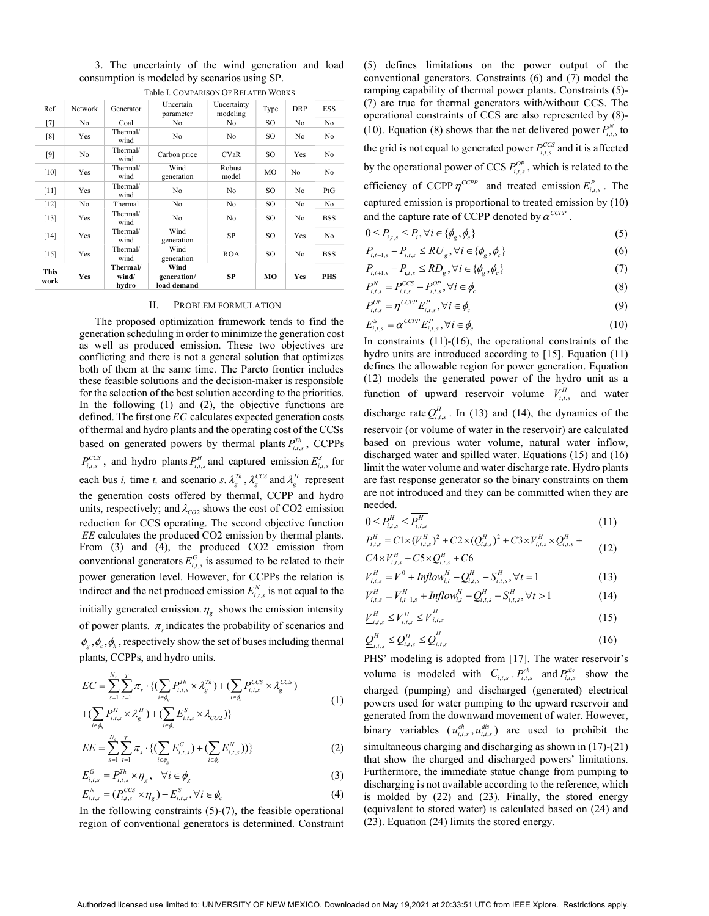3. The uncertainty of the wind generation and load consumption is modeled by scenarios using SP.

Table I. Comparison Of Related Works

| Ref. | Network | Generator | Uncertain parameter | Uncertainty modeling | Type | DRP | ESS |
|---|---|---|---|---|---|---|---|
| [7] | No | Coal | No | No | SO | No | No |
| [8] | Yes | Thermal/ wind | No | No | SO | No | No |
| [9] | No | Thermal/ wind | Carbon price | CVaR | SO | Yes | No |
| [10] | Yes | Thermal/ wind | Wind generation | Robust model | MO | No | No |
| [11] | Yes | Thermal/ wind | No | No | SO | No | PtG |
| [12] | No | Thermal | No | No | SO | No | No |
| [13] | Yes | Thermal/ wind | No | No | SO | No | BSS |
| [14] | Yes | Thermal/ wind | Wind generation | SP | SO | Yes | No |
| [15] | Yes | Thermal/ wind | Wind generation | ROA | SO | No | BSS |
| **This work** | **Yes** | **Thermal/ wind/ hydro** | **Wind generation/ load demand** | **SP** | **MO** | **Yes** | **PHS** |

## II. Problem Formulation

The proposed optimization framework tends to find the generation scheduling in order to minimize the generation cost as well as produced emission. These two objectives are conflicting and there is not a general solution that optimizes both of them at the same time. The Pareto frontier includes these feasible solutions and the decision-maker is responsible for the selection of the best solution according to the priorities. In the following (1) and (2), the objective functions are defined. The first one $EC$ calculates expected generation costs of thermal and hydro plants and the operating cost of the CCSs based on generated powers by thermal plants $P^{Th}_{i,t,s}$, CCPPs $P^{CCS}_{i,t,s}$, and hydro plants $P^{H}_{i,t,s}$ and captured emission $E^{S}_{i,t,s}$ for each bus *i*, time *t*, and scenario *s*. $\lambda^{Th}_{g}$, $\lambda^{CCS}_{g}$ and $\lambda^{H}_{g}$ represent the generation costs offered by thermal, CCPP and hydro units, respectively; and $\lambda_{CO2}$ shows the cost of CO2 emission reduction for CCS operating. The second objective function $EE$ calculates the produced CO2 emission by thermal plants. From (3) and (4), the produced CO2 emission from conventional generators $E^{G}_{i,t,s}$ is assumed to be related to their power generation level. However, for CCPPs the relation is indirect and the net produced emission $E^{N}_{i,t,s}$ is not equal to the initially generated emission. $\eta_g$ shows the emission intensity of power plants. $\pi_s$ indicates the probability of scenarios and $\phi_g, \phi_c, \phi_h$, respectively show the set of buses including thermal plants, CCPPs, and hydro units.

$$EC = \sum_{s=1}^{N_s}\sum_{t=1}^{T}\pi_s \cdot \{(\sum_{i\in\phi_g} P^{Th}_{i,t,s}\times\lambda^{Th}_{g}) + (\sum_{i\in\phi_c} P^{CCS}_{i,t,s}\times\lambda^{CCS}_{g}) + (\sum_{i\in\phi_h} P^{H}_{i,t,s}\times\lambda^{H}_{g}) + (\sum_{i\in\phi_c} E^{S}_{i,t,s}\times\lambda_{CO2})\} \tag{1}$$

$$EE = \sum_{s=1}^{N_s}\sum_{t=1}^{T}\pi_s \cdot \{(\sum_{i\in\phi_g} E^{G}_{i,t,s}) + (\sum_{i\in\phi_c} E^{N}_{i,t,s})\} \tag{2}$$

$$E^{G}_{i,t,s} = P^{Th}_{i,t,s}\times\eta_g, \quad \forall i\in\phi_g \tag{3}$$

$$E^{N}_{i,t,s} = (P^{CCS}_{i,t,s}\times\eta_g) - E^{S}_{i,t,s}, \forall i\in\phi_c \tag{4}$$

In the following constraints (5)-(7), the feasible operational region of conventional generators is determined. Constraint (5) defines limitations on the power output of the conventional generators. Constraints (6) and (7) model the ramping capability of thermal power plants. Constraints (5)-(7) are true for thermal generators with/without CCS. The operational constraints of CCS are also represented by (8)-(10). Equation (8) shows that the net delivered power $P^{N}_{i,t,s}$ to the grid is not equal to generated power $P^{CCS}_{i,t,s}$ and it is affected by the operational power of CCS $P^{OP}_{i,t,s}$, which is related to the efficiency of CCPP $\eta^{CCPP}$ and treated emission $E^{P}_{i,t,s}$. The captured emission is proportional to treated emission by (10) and the capture rate of CCPP denoted by $\alpha^{CCPP}$.

$$0 \le P_{i,t,s} \le \overline{P_i}, \forall i\in\{\phi_g,\phi_c\} \tag{5}$$

$$P_{i,t-1,s} - P_{i,t,s} \le RU_g, \forall i\in\{\phi_g,\phi_c\} \tag{6}$$

$$P_{i,t+1,s} - P_{i,t,s} \le RD_g, \forall i\in\{\phi_g,\phi_c\} \tag{7}$$

$$P^{N}_{i,t,s} = P^{CCS}_{i,t,s} - P^{OP}_{i,t,s}, \forall i\in\phi_c \tag{8}$$

$$P^{OP}_{i,t,s} = \eta^{CCPP} E^{P}_{i,t,s}, \forall i\in\phi_c \tag{9}$$

$$E^{S}_{i,t,s} = \alpha^{CCPP} E^{P}_{i,t,s}, \forall i\in\phi_c \tag{10}$$

In constraints (11)-(16), the operational constraints of the hydro units are introduced according to [15]. Equation (11) defines the allowable region for power generation. Equation (12) models the generated power of the hydro unit as a function of upward reservoir volume $V^{H}_{i,t,s}$ and water discharge rate $Q^{H}_{i,t,s}$. In (13) and (14), the dynamics of the reservoir (or volume of water in the reservoir) are calculated based on previous water volume, natural water inflow, discharged water and spilled water. Equations (15) and (16) limit the water volume and water discharge rate. Hydro plants are fast response generator so the binary constraints on them are not introduced and they can be committed when they are needed.

$$0 \le P^{H}_{i,t,s} \le \overline{P^{H}_{i,t,s}} \tag{11}$$

$$P^{H}_{i,t,s} = C1\times(V^{H}_{i,t,s})^2 + C2\times(Q^{H}_{i,t,s})^2 + C3\times V^{H}_{i,t,s}\times Q^{H}_{i,t,s} + C4\times V^{H}_{i,t,s} + C5\times Q^{H}_{i,t,s} + C6 \tag{12}$$

$$V^{H}_{i,t,s} = V^{0} + Inflow^{H}_{i,t} - Q^{H}_{i,t,s} - S^{H}_{i,t,s}, \forall t=1 \tag{13}$$

$$V^{H}_{i,t,s} = V^{H}_{i,t-1,s} + Inflow^{H}_{i,t} - Q^{H}_{i,t,s} - S^{H}_{i,t,s}, \forall t>1 \tag{14}$$

$$\underline{V}^{H}_{i,t,s} \le V^{H}_{i,t,s} \le \overline{V}^{H}_{i,t,s} \tag{15}$$

$$\underline{Q}^{H}_{i,t,s} \le Q^{H}_{i,t,s} \le \overline{Q}^{H}_{i,t,s} \tag{16}$$

PHS' modeling is adopted from [17]. The water reservoir's volume is modeled with $C_{i,t,s}$. $P^{ch}_{i,t,s}$ and $P^{dis}_{i,t,s}$ show the charged (pumping) and discharged (generated) electrical powers used for water pumping to the upward reservoir and generated from the downward movement of water. However, binary variables ($u^{ch}_{i,t,s}, u^{dis}_{i,t,s}$) are used to prohibit the simultaneous charging and discharging as shown in (17)-(21) that show the charged and discharged powers' limitations. Furthermore, the immediate statue change from pumping to discharging is not available according to the reference, which is molded by (22) and (23). Finally, the stored energy (equivalent to stored water) is calculated based on (24) and (23). Equation (24) limits the stored energy.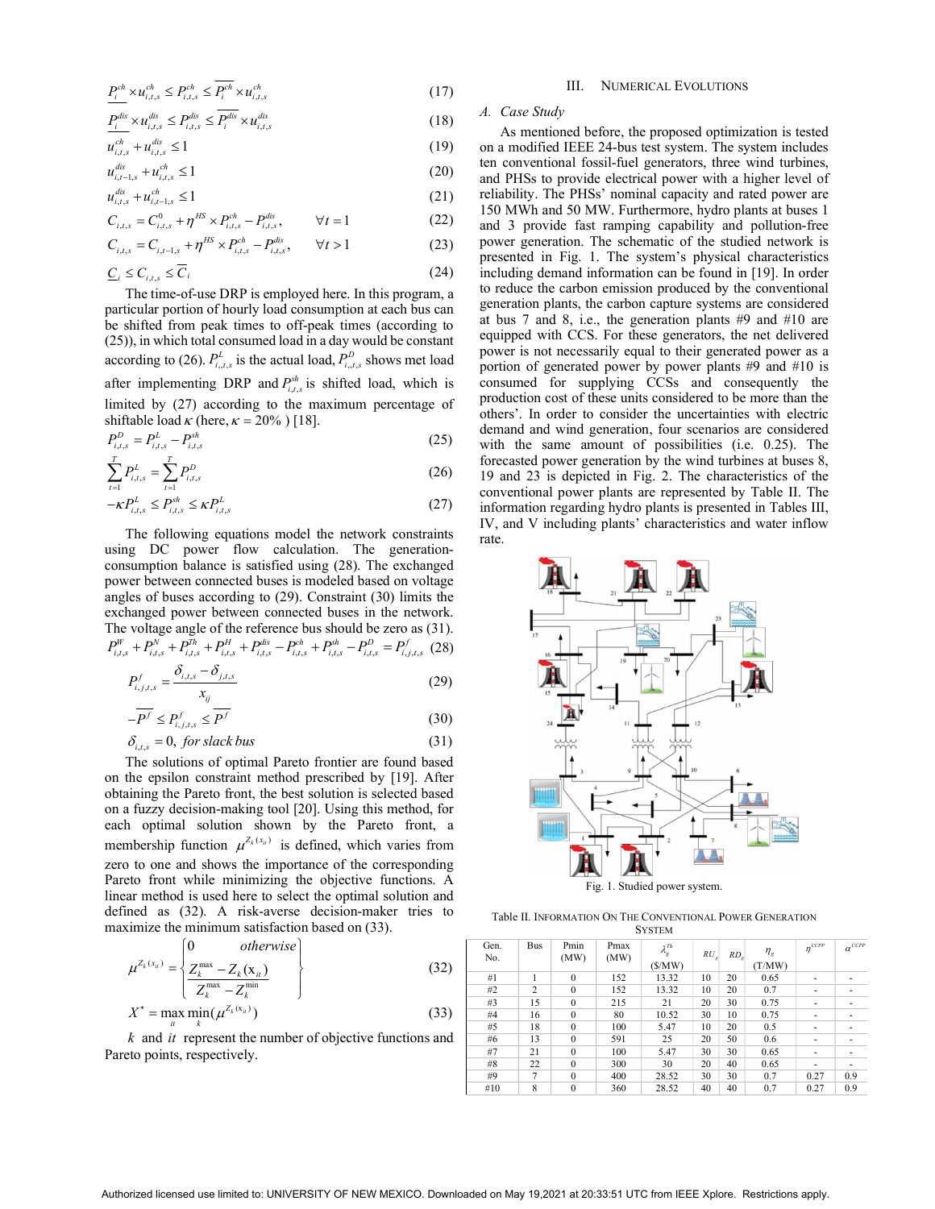$$\underline{P_i^{ch}} \times u_{i,t,s}^{ch} \le P_{i,t,s}^{ch} \le \overline{P_i^{ch}} \times u_{i,t,s}^{ch} \quad (17)$$

$$\underline{P_i^{dis}} \times u_{i,t,s}^{dis} \le P_{i,t,s}^{dis} \le \overline{P_i^{dis}} \times u_{i,t,s}^{dis} \quad (18)$$

$$u_{i,t,s}^{ch} + u_{i,t,s}^{dis} \le 1 \quad (19)$$

$$u_{i,t-1,s}^{dis} + u_{i,t,s}^{ch} \le 1 \quad (20)$$

$$u_{i,t,s}^{dis} + u_{i,t-1,s}^{ch} \le 1 \quad (21)$$

$$C_{i,t,s} = C_{i,t,s}^{0} + \eta^{HS} \times P_{i,t,s}^{ch} - P_{i,t,s}^{dis}, \qquad \forall t = 1 \quad (22)$$

$$C_{i,t,s} = C_{i,t-1,s} + \eta^{HS} \times P_{i,t,s}^{ch} - P_{i,t,s}^{dis}, \qquad \forall t > 1 \quad (23)$$

$$\underline{C_i} \le C_{i,t,s} \le \overline{C_i} \quad (24)$$

The time-of-use DRP is employed here. In this program, a particular portion of hourly load consumption at each bus can be shifted from peak times to off-peak times (according to (25)), in which total consumed load in a day would be constant according to (26). $P_{i,t,s}^{L}$ is the actual load, $P_{i,t,s}^{D}$ shows met load after implementing DRP and $P_{i,t,s}^{sh}$ is shifted load, which is limited by (27) according to the maximum percentage of shiftable load $\kappa$ (here, $\kappa$ = 20% ) [18].

$$P_{i,t,s}^{D} = P_{i,t,s}^{L} - P_{i,t,s}^{sh} \quad (25)$$

$$\sum_{t=1}^{T} P_{i,t,s}^{L} = \sum_{t=1}^{T} P_{i,t,s}^{D} \quad (26)$$

$$-\kappa P_{i,t,s}^{L} \le P_{i,t,s}^{sh} \le \kappa P_{i,t,s}^{L} \quad (27)$$

The following equations model the network constraints using DC power flow calculation. The generation-consumption balance is satisfied using (28). The exchanged power between connected buses is modeled based on voltage angles of buses according to (29). Constraint (30) limits the exchanged power between connected buses in the network. The voltage angle of the reference bus should be zero as (31).

$$P_{i,t,s}^{W} + P_{i,t,s}^{N} + P_{i,t,s}^{Th} + P_{i,t,s}^{H} + P_{i,t,s}^{dis} - P_{i,t,s}^{ch} + P_{i,t,s}^{sh} - P_{i,t,s}^{D} = P_{i,j,t,s}^{f} \quad (28)$$

$$P_{i,j,t,s}^{f} = \frac{\delta_{i,t,s} - \delta_{j,t,s}}{x_{ij}} \quad (29)$$

$$-\overline{P^{f}} \le P_{i,j,t,s}^{f} \le \overline{P^{f}} \quad (30)$$

$$\delta_{i,t,s} = 0, \; \textit{for slack bus} \quad (31)$$

The solutions of optimal Pareto frontier are found based on the epsilon constraint method prescribed by [19]. After obtaining the Pareto front, the best solution is selected based on a fuzzy decision-making tool [20]. Using this method, for each optimal solution shown by the Pareto front, a membership function $\mu^{Z_k(x_{it})}$ is defined, which varies from zero to one and shows the importance of the corresponding Pareto front while minimizing the objective functions. A linear method is used here to select the optimal solution and defined as (32). A risk-averse decision-maker tries to maximize the minimum satisfaction based on (33).

$$\mu^{Z_k(x_{it})} = \begin{Bmatrix} 0 & otherwise \\ \dfrac{Z_k^{\max} - Z_k(x_{it})}{Z_k^{\max} - Z_k^{\min}} & \end{Bmatrix} \quad (32)$$

$$X^{*} = \max_{it} \min_{k} (\mu^{Z_k(x_{it})}) \quad (33)$$

$k$ and $it$ represent the number of objective functions and Pareto points, respectively.

## III. Numerical Evolutions

### A. Case Study

As mentioned before, the proposed optimization is tested on a modified IEEE 24-bus test system. The system includes ten conventional fossil-fuel generators, three wind turbines, and PHSs to provide electrical power with a higher level of reliability. The PHSs' nominal capacity and rated power are 150 MWh and 50 MW. Furthermore, hydro plants at buses 1 and 3 provide fast ramping capability and pollution-free power generation. The schematic of the studied network is presented in Fig. 1. The system's physical characteristics including demand information can be found in [19]. In order to reduce the carbon emission produced by the conventional generation plants, the carbon capture systems are considered at bus 7 and 8, i.e., the generation plants #9 and #10 are equipped with CCS. For these generators, the net delivered power is not necessarily equal to their generated power as a portion of generated power by power plants #9 and #10 is consumed for supplying CCSs and consequently the production cost of these units considered to be more than the others'. In order to consider the uncertainties with electric demand and wind generation, four scenarios are considered with the same amount of possibilities (i.e. 0.25). The forecasted power generation by the wind turbines at buses 8, 19 and 23 is depicted in Fig. 2. The characteristics of the conventional power plants are represented by Table II. The information regarding hydro plants is presented in Tables III, IV, and V including plants' characteristics and water inflow rate.

Fig. 1. Studied power system.

Table II. Information On The Conventional Power Generation System

| Gen. No. | Bus | Pmin (MW) | Pmax (MW) | $\lambda_g^{Th}$ (\$/MW) | $RU_g$ | $RD_g$ | $\eta_g$ (T/MW) | $\eta^{CCPP}$ | $\alpha^{CCPP}$ |
|---|---|---|---|---|---|---|---|---|---|
| #1 | 1 | 0 | 152 | 13.32 | 10 | 20 | 0.65 | - | - |
| #2 | 2 | 0 | 152 | 13.32 | 10 | 20 | 0.7 | - | - |
| #3 | 15 | 0 | 215 | 21 | 20 | 30 | 0.75 | - | - |
| #4 | 16 | 0 | 80 | 10.52 | 30 | 10 | 0.75 | - | - |
| #5 | 18 | 0 | 100 | 5.47 | 10 | 20 | 0.5 | - | - |
| #6 | 13 | 0 | 591 | 25 | 20 | 50 | 0.6 | - | - |
| #7 | 21 | 0 | 100 | 5.47 | 30 | 30 | 0.65 | - | - |
| #8 | 22 | 0 | 300 | 30 | 20 | 40 | 0.65 | - | - |
| #9 | 7 | 0 | 400 | 28.52 | 30 | 30 | 0.7 | 0.27 | 0.9 |
| #10 | 8 | 0 | 360 | 28.52 | 40 | 40 | 0.7 | 0.27 | 0.9 |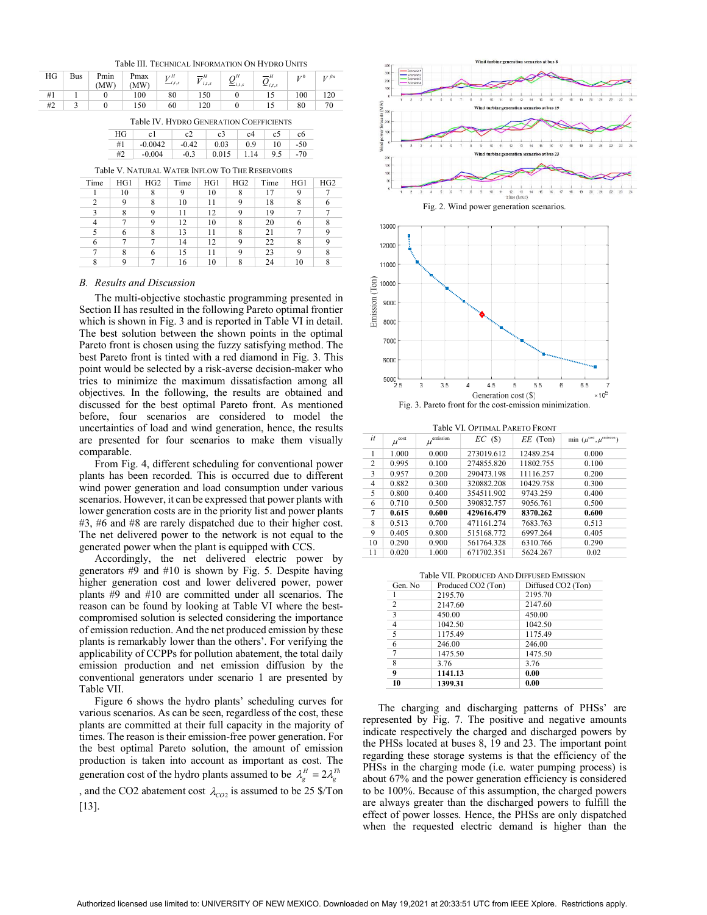Table III. Technical Information On Hydro Units

| HG | Bus | Pmin (MW) | Pmax (MW) | $\underline{V}^{H}_{i,t,s}$ | $\overline{V}^{H}_{i,t,s}$ | $\underline{Q}^{H}_{i,t,s}$ | $\overline{Q}^{H}_{i,t,s}$ | $V^{0}$ | $V^{fin}$ |
|---|---|---|---|---|---|---|---|---|---|
| #1 | 1 | 0 | 100 | 80 | 150 | 0 | 15 | 100 | 120 |
| #2 | 3 | 0 | 150 | 60 | 120 | 0 | 15 | 80 | 70 |

Table IV. Hydro Generation Coefficients

| HG | c1 | c2 | c3 | c4 | c5 | c6 |
|---|---|---|---|---|---|---|
| #1 | -0.0042 | -0.42 | 0.03 | 0.9 | 10 | -50 |
| #2 | -0.004 | -0.3 | 0.015 | 1.14 | 9.5 | -70 |

Table V. Natural Water Inflow To The Reservoirs

| Time | HG1 | HG2 | Time | HG1 | HG2 | Time | HG1 | HG2 |
|---|---|---|---|---|---|---|---|---|
| 1 | 10 | 8 | 9 | 10 | 8 | 17 | 9 | 7 |
| 2 | 9 | 8 | 10 | 11 | 9 | 18 | 8 | 6 |
| 3 | 8 | 9 | 11 | 12 | 9 | 19 | 7 | 7 |
| 4 | 7 | 9 | 12 | 10 | 8 | 20 | 6 | 8 |
| 5 | 6 | 8 | 13 | 11 | 8 | 21 | 7 | 9 |
| 6 | 7 | 7 | 14 | 12 | 9 | 22 | 8 | 9 |
| 7 | 8 | 6 | 15 | 11 | 9 | 23 | 9 | 8 |
| 8 | 9 | 7 | 16 | 10 | 8 | 24 | 10 | 8 |

### B. Results and Discussion

The multi-objective stochastic programming presented in Section II has resulted in the following Pareto optimal frontier which is shown in Fig. 3 and is reported in Table VI in detail. The best solution between the shown points in the optimal Pareto front is chosen using the fuzzy satisfying method. The best Pareto front is tinted with a red diamond in Fig. 3. This point would be selected by a risk-averse decision-maker who tries to minimize the maximum dissatisfaction among all objectives. In the following, the results are obtained and discussed for the best optimal Pareto front. As mentioned before, four scenarios are considered to model the uncertainties of load and wind generation, hence, the results are presented for four scenarios to make them visually comparable.

From Fig. 4, different scheduling for conventional power plants has been recorded. This is occurred due to different wind power generation and load consumption under various scenarios. However, it can be expressed that power plants with lower generation costs are in the priority list and power plants #3, #6 and #8 are rarely dispatched due to their higher cost. The net delivered power to the network is not equal to the generated power when the plant is equipped with CCS.

Accordingly, the net delivered electric power by generators #9 and #10 is shown by Fig. 5. Despite having higher generation cost and lower delivered power, power plants #9 and #10 are committed under all scenarios. The reason can be found by looking at Table VI where the best-compromised solution is selected considering the importance of emission reduction. And the net produced emission by these plants is remarkably lower than the others'. For verifying the applicability of CCPPs for pollution abatement, the total daily emission production and net emission diffusion by the conventional generators under scenario 1 are presented by Table VII.

Figure 6 shows the hydro plants' scheduling curves for various scenarios. As can be seen, regardless of the cost, these plants are committed at their full capacity in the majority of times. The reason is their emission-free power generation. For the best optimal Pareto solution, the amount of emission production is taken into account as important as cost. The generation cost of the hydro plants assumed to be $\lambda_g^H = 2\lambda_g^{Th}$, and the CO2 abatement cost $\lambda_{CO2}$ is assumed to be 25 \$/Ton [13].

Fig. 2. Wind power generation scenarios.

Fig. 3. Pareto front for the cost-emission minimization.

Table VI. Optimal Pareto Front

| *it* | $\mu^{cost}$ | $\mu^{emission}$ | *EC* (\$) | *EE* (Ton) | min ($\mu^{cost}, \mu^{emission}$) |
|---|---|---|---|---|---|
| 1 | 1.000 | 0.000 | 273019.612 | 12489.254 | 0.000 |
| 2 | 0.995 | 0.100 | 274855.820 | 11802.755 | 0.100 |
| 3 | 0.957 | 0.200 | 290473.198 | 11116.257 | 0.200 |
| 4 | 0.882 | 0.300 | 320882.208 | 10429.758 | 0.300 |
| 5 | 0.800 | 0.400 | 354511.902 | 9743.259 | 0.400 |
| 6 | 0.710 | 0.500 | 390832.757 | 9056.761 | 0.500 |
| **7** | **0.615** | **0.600** | **429616.479** | **8370.262** | **0.600** |
| 8 | 0.513 | 0.700 | 471161.274 | 7683.763 | 0.513 |
| 9 | 0.405 | 0.800 | 515168.772 | 6997.264 | 0.405 |
| 10 | 0.290 | 0.900 | 561764.328 | 6310.766 | 0.290 |
| 11 | 0.020 | 1.000 | 671702.351 | 5624.267 | 0.02 |

Table VII. Produced And Diffused Emission

| Gen. No | Produced CO2 (Ton) | Diffused CO2 (Ton) |
|---|---|---|
| 1 | 2195.70 | 2195.70 |
| 2 | 2147.60 | 2147.60 |
| 3 | 450.00 | 450.00 |
| 4 | 1042.50 | 1042.50 |
| 5 | 1175.49 | 1175.49 |
| 6 | 246.00 | 246.00 |
| 7 | 1475.50 | 1475.50 |
| 8 | 3.76 | 3.76 |
| **9** | **1141.13** | **0.00** |
| **10** | **1399.31** | **0.00** |

The charging and discharging patterns of PHSs' are represented by Fig. 7. The positive and negative amounts indicate respectively the charged and discharged powers by the PHSs located at buses 8, 19 and 23. The important point regarding these storage systems is that the efficiency of the PHSs in the charging mode (i.e. water pumping process) is about 67% and the power generation efficiency is considered to be 100%. Because of this assumption, the charged powers are always greater than the discharged powers to fulfill the effect of power losses. Hence, the PHSs are only dispatched when the requested electric demand is higher than the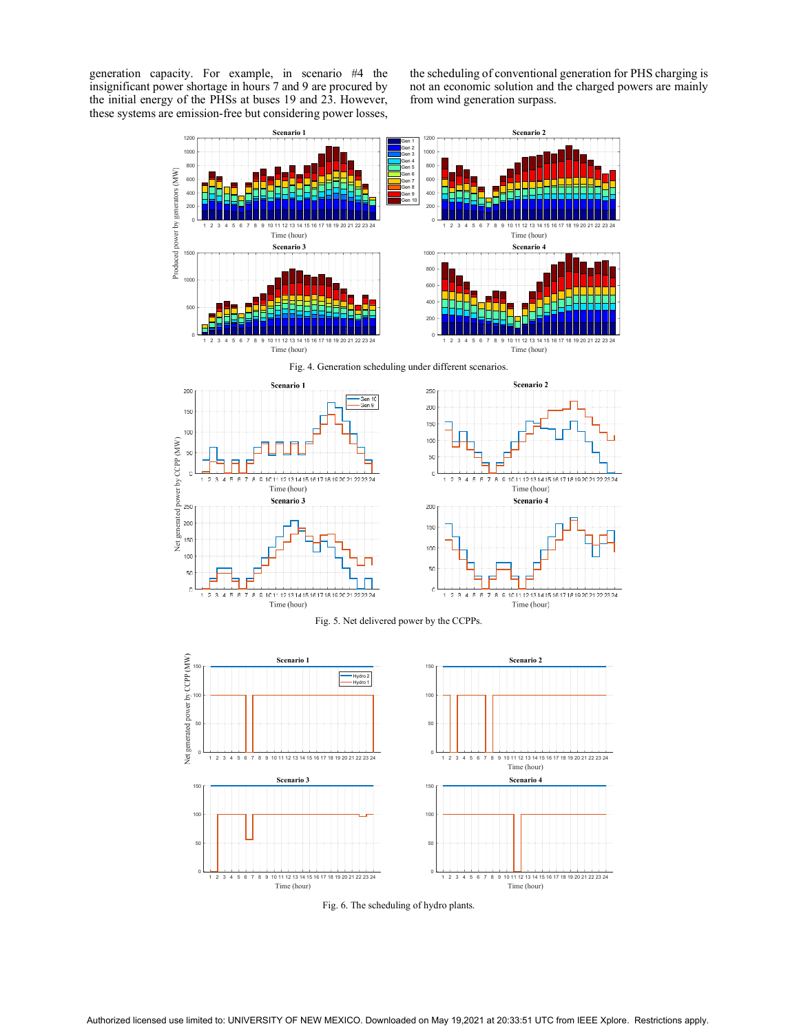generation capacity. For example, in scenario #4 the insignificant power shortage in hours 7 and 9 are procured by the initial energy of the PHSs at buses 19 and 23. However, these systems are emission-free but considering power losses, the scheduling of conventional generation for PHS charging is not an economic solution and the charged powers are mainly from wind generation surpass.

Fig. 4. Generation scheduling under different scenarios.

Fig. 5. Net delivered power by the CCPPs.

Fig. 6. The scheduling of hydro plants.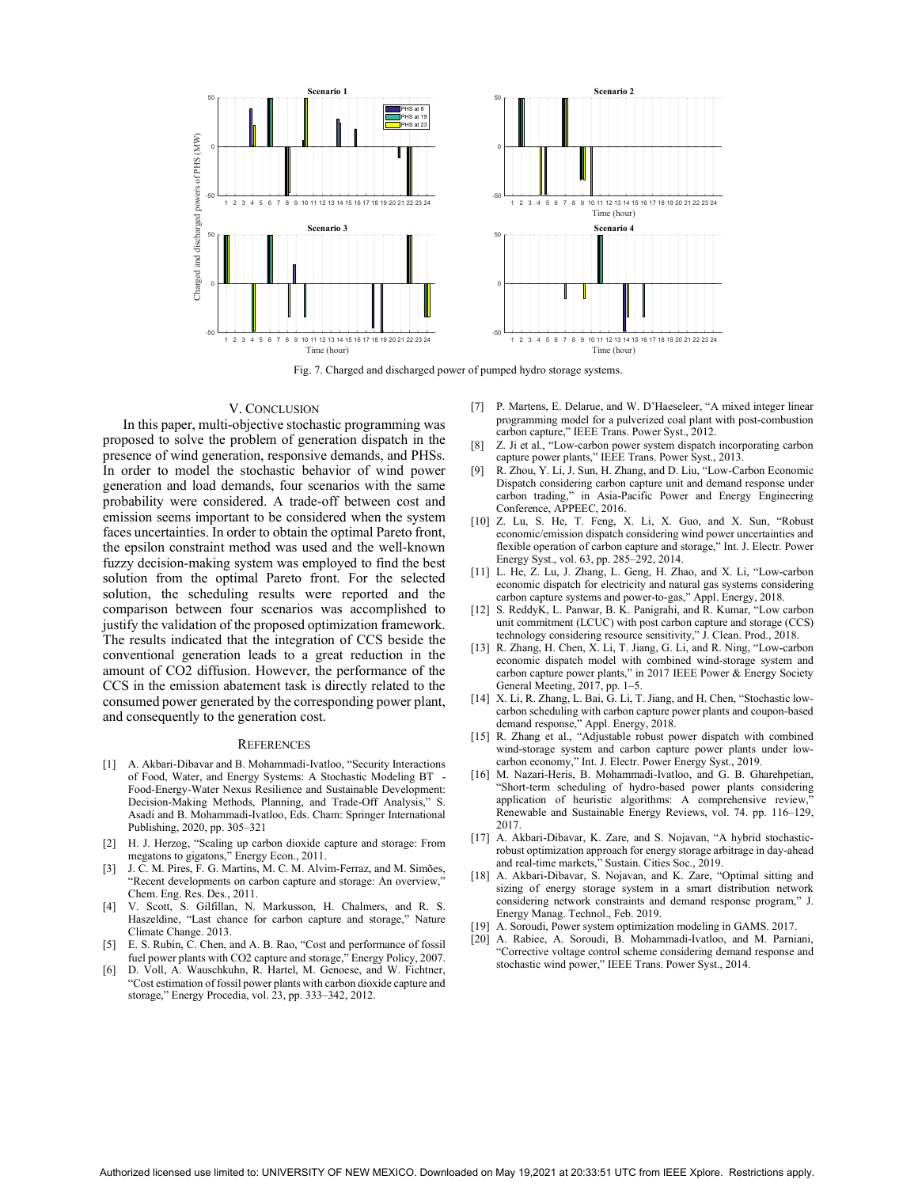Scenario 1

Scenario 2

Scenario 3

Scenario 4

PHS at 8
PHS at 19
PHS at 23

Charged and discharged powers of PHS (MW)

Time (hour)

Fig. 7. Charged and discharged power of pumped hydro storage systems.

## V. CONCLUSION

In this paper, multi-objective stochastic programming was proposed to solve the problem of generation dispatch in the presence of wind generation, responsive demands, and PHSs. In order to model the stochastic behavior of wind power generation and load demands, four scenarios with the same probability were considered. A trade-off between cost and emission seems important to be considered when the system faces uncertainties. In order to obtain the optimal Pareto front, the epsilon constraint method was used and the well-known fuzzy decision-making system was employed to find the best solution from the optimal Pareto front. For the selected solution, the scheduling results were reported and the comparison between four scenarios was accomplished to justify the validation of the proposed optimization framework. The results indicated that the integration of CCS beside the conventional generation leads to a great reduction in the amount of CO2 diffusion. However, the performance of the CCS in the emission abatement task is directly related to the consumed power generated by the corresponding power plant, and consequently to the generation cost.

## REFERENCES

[1] A. Akbari-Dibavar and B. Mohammadi-Ivatloo, "Security Interactions of Food, Water, and Energy Systems: A Stochastic Modeling BT - Food-Energy-Water Nexus Resilience and Sustainable Development: Decision-Making Methods, Planning, and Trade-Off Analysis," S. Asadi and B. Mohammadi-Ivatloo, Eds. Cham: Springer International Publishing, 2020, pp. 305–321

[2] H. J. Herzog, "Scaling up carbon dioxide capture and storage: From megatons to gigatons," Energy Econ., 2011.

[3] J. C. M. Pires, F. G. Martins, M. C. M. Alvim-Ferraz, and M. Simões, "Recent developments on carbon capture and storage: An overview," Chem. Eng. Res. Des., 2011.

[4] V. Scott, S. Gilfillan, N. Markusson, H. Chalmers, and R. S. Haszeldine, "Last chance for carbon capture and storage," Nature Climate Change. 2013.

[5] E. S. Rubin, C. Chen, and A. B. Rao, "Cost and performance of fossil fuel power plants with CO2 capture and storage," Energy Policy, 2007.

[6] D. Voll, A. Wauschkuhn, R. Hartel, M. Genoese, and W. Fichtner, "Cost estimation of fossil power plants with carbon dioxide capture and storage," Energy Procedia, vol. 23, pp. 333–342, 2012.

[7] P. Martens, E. Delarue, and W. D'Haeseleer, "A mixed integer linear programming model for a pulverized coal plant with post-combustion carbon capture," IEEE Trans. Power Syst., 2012.

[8] Z. Ji et al., "Low-carbon power system dispatch incorporating carbon capture power plants," IEEE Trans. Power Syst., 2013.

[9] R. Zhou, Y. Li, J. Sun, H. Zhang, and D. Liu, "Low-Carbon Economic Dispatch considering carbon capture unit and demand response under carbon trading," in Asia-Pacific Power and Energy Engineering Conference, APPEEC, 2016.

[10] Z. Lu, S. He, T. Feng, X. Li, X. Guo, and X. Sun, "Robust economic/emission dispatch considering wind power uncertainties and flexible operation of carbon capture and storage," Int. J. Electr. Power Energy Syst., vol. 63, pp. 285–292, 2014.

[11] L. He, Z. Lu, J. Zhang, L. Geng, H. Zhao, and X. Li, "Low-carbon economic dispatch for electricity and natural gas systems considering carbon capture systems and power-to-gas," Appl. Energy, 2018.

[12] S. ReddyK, L. Panwar, B. K. Panigrahi, and R. Kumar, "Low carbon unit commitment (LCUC) with post carbon capture and storage (CCS) technology considering resource sensitivity," J. Clean. Prod., 2018.

[13] R. Zhang, H. Chen, X. Li, T. Jiang, G. Li, and R. Ning, "Low-carbon economic dispatch model with combined wind-storage system and carbon capture power plants," in 2017 IEEE Power & Energy Society General Meeting, 2017, pp. 1–5.

[14] X. Li, R. Zhang, L. Bai, G. Li, T. Jiang, and H. Chen, "Stochastic low-carbon scheduling with carbon capture power plants and coupon-based demand response," Appl. Energy, 2018.

[15] R. Zhang et al., "Adjustable robust power dispatch with combined wind-storage system and carbon capture power plants under low-carbon economy," Int. J. Electr. Power Energy Syst., 2019.

[16] M. Nazari-Heris, B. Mohammadi-Ivatloo, and G. B. Gharehpetian, "Short-term scheduling of hydro-based power plants considering application of heuristic algorithms: A comprehensive review," Renewable and Sustainable Energy Reviews, vol. 74. pp. 116–129, 2017.

[17] A. Akbari-Dibavar, K. Zare, and S. Nojavan, "A hybrid stochastic-robust optimization approach for energy storage arbitrage in day-ahead and real-time markets," Sustain. Cities Soc., 2019.

[18] A. Akbari-Dibavar, S. Nojavan, and K. Zare, "Optimal sitting and sizing of energy storage system in a smart distribution network considering network constraints and demand response program," J. Energy Manag. Technol., Feb. 2019.

[19] A. Soroudi, Power system optimization modeling in GAMS. 2017.

[20] A. Rabiee, A. Soroudi, B. Mohammadi-Ivatloo, and M. Parniani, "Corrective voltage control scheme considering demand response and stochastic wind power," IEEE Trans. Power Syst., 2014.